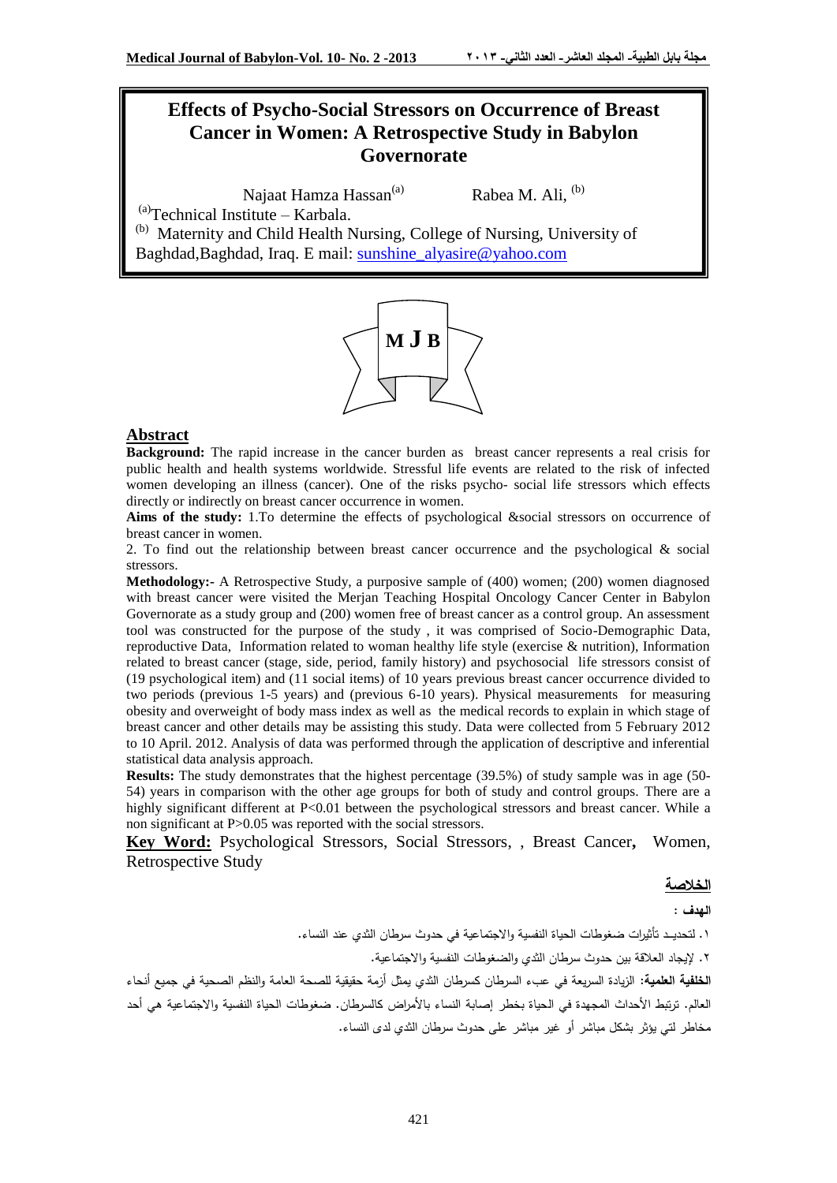# Effects of Psycho-Social Stressors on Occurrence of Breast Cancer in Women: A Retrospective Study in Babylon Governorate

Najaat Hamza Hassan[a] Rabea M. Ali, [b]

[a]Technical Institute – Karbala.

[b] Maternity and Child Health Nursing, College of Nursing, University of Baghdad,Baghdad, Iraq. E mail: sunshine_alyasire@yahoo.com

MJB

## Abstract

**Background:** The rapid increase in the cancer burden as breast cancer represents a real crisis for public health and health systems worldwide. Stressful life events are related to the risk of infected women developing an illness (cancer). One of the risks psycho- social life stressors which effects directly or indirectly on breast cancer occurrence in women.

**Aims of the study:** 1.To determine the effects of psychological &social stressors on occurrence of breast cancer in women.

2. To find out the relationship between breast cancer occurrence and the psychological & social stressors.

**Methodology:-** A Retrospective Study, a purposive sample of (400) women; (200) women diagnosed with breast cancer were visited the Merjan Teaching Hospital Oncology Cancer Center in Babylon Governorate as a study group and (200) women free of breast cancer as a control group. An assessment tool was constructed for the purpose of the study , it was comprised of Socio-Demographic Data, reproductive Data, Information related to woman healthy life style (exercise & nutrition), Information related to breast cancer (stage, side, period, family history) and psychosocial life stressors consist of (19 psychological item) and (11 social items) of 10 years previous breast cancer occurrence divided to two periods (previous 1-5 years) and (previous 6-10 years). Physical measurements for measuring obesity and overweight of body mass index as well as the medical records to explain in which stage of breast cancer and other details may be assisting this study. Data were collected from 5 February 2012 to 10 April. 2012. Analysis of data was performed through the application of descriptive and inferential statistical data analysis approach.

**Results:** The study demonstrates that the highest percentage (39.5%) of study sample was in age (50-54) years in comparison with the other age groups for both of study and control groups. There are a highly significant different at P<0.01 between the psychological stressors and breast cancer. While a non significant at P>0.05 was reported with the social stressors.

**Key Word:** Psychological Stressors, Social Stressors, , Breast Cancer**,** Women, Retrospective Study

## الخلاصة

**الهدف :**

١. لتحديـد تأثيرات ضغوطات الحياة النفسية والاجتماعية في حدوث سرطان الثدي عند النساء.

٢. لإيجاد العلاقة بين حدوث سرطان الثدي والضغوطات النفسية والاجتماعية.

**الخلفية العلمية:** الزيادة السريعة في عبء السرطان كسرطان الثدي يمثل أزمة حقيقية للصحة العامة والنظم الصحية في جميع أنحاء العالم. ترتبط الأحداث المجهدة في الحياة بخطر إصابة النساء بالأمراض كالسرطان. ضغوطات الحياة النفسية والاجتماعية هي أحد مخاطر لتي يؤثر بشكل مباشر أو غير مباشر على حدوث سرطان الثدي لدى النساء.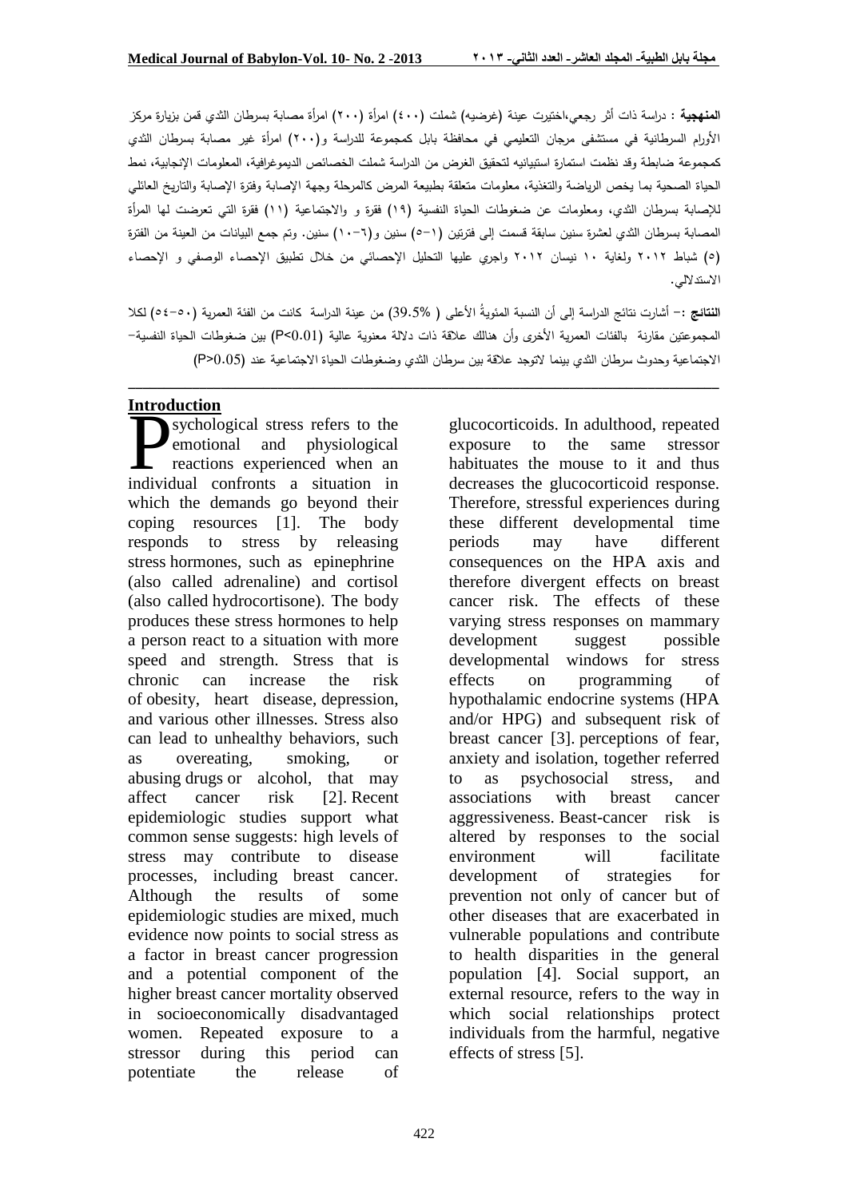**المنهجية** : دراسة ذات أثر رجعي،اختيرت عينة (غرضيه) شملت (٤٠٠) امرأة (٢٠٠) امرأة مصابة بسرطان الثدي قمن بزيارة مركز الأورام السرطانية في مستشفى مرجان التعليمي في محافظة بابل كمجموعة للدراسة و(٢٠٠) امرأة غير مصابة بسرطان الثدي كمجموعة ضابطة وقد نظمت استمارة استبيانيه لتحقيق الغرض من الدراسة شملت الخصائص الديموغرافية، المعلومات الإنجابية، نمط الحياة الصحية بما يخص الرياضة والتغذية، معلومات متعلقة بطبيعة المرض كالمرحلة وجهة الإصابة وفترة الإصابة والتاريخ العائلي للإصابة بسرطان الثدي، ومعلومات عن ضغوطات الحياة النفسية (١٩) فقرة و والاجتماعية (١١) فقرة التي تعرضت لها المرأة المصابة بسرطان الثدي لعشرة سنين سابقة قسمت إلى فترتين (١-٥) سنين و(٦-١٠) سنين. وتم جمع البيانات من العينة من الفترة (٥) شباط ٢٠١٢ ولغاية ١٠ نيسان ٢٠١٢ واجري عليها التحليل الإحصائي من خلال تطبيق الإحصاء الوصفي و الإحصاء الاستدلالي.

**النتائج** :- أشارت نتائج الدراسة إلى أن النسبة المئويةُ الأعلى ( 39.5% ) من عينة الدراسة كانت من الفئة العمرية (٥٠-٥٤) لكلا المجموعتين مقارنة بالفئات العمرية الأخرى وأن هنالك علاقة ذات دلالة معنوية عالية (P<0.01) بين ضغوطات الحياة النفسية- الاجتماعية وحدوث سرطان الثدي بينما لاتوجد علاقة بين سرطان الثدي وضغوطات الحياة الاجتماعية عند (P>0.05)

---

## Introduction

Psychological stress refers to the emotional and physiological reactions experienced when an individual confronts a situation in which the demands go beyond their coping resources [1]. The body responds to stress by releasing stress hormones, such as epinephrine (also called adrenaline) and cortisol (also called hydrocortisone). The body produces these stress hormones to help a person react to a situation with more speed and strength. Stress that is chronic can increase the risk of obesity, heart disease, depression, and various other illnesses. Stress also can lead to unhealthy behaviors, such as overeating, smoking, or abusing drugs or alcohol, that may affect cancer risk [2]. Recent epidemiologic studies support what common sense suggests: high levels of stress may contribute to disease processes, including breast cancer. Although the results of some epidemiologic studies are mixed, much evidence now points to social stress as a factor in breast cancer progression and a potential component of the higher breast cancer mortality observed in socioeconomically disadvantaged women. Repeated exposure to a stressor during this period can potentiate the release of glucocorticoids. In adulthood, repeated exposure to the same stressor habituates the mouse to it and thus decreases the glucocorticoid response. Therefore, stressful experiences during these different developmental time periods may have different consequences on the HPA axis and therefore divergent effects on breast cancer risk. The effects of these varying stress responses on mammary development suggest possible developmental windows for stress effects on programming of hypothalamic endocrine systems (HPA and/or HPG) and subsequent risk of breast cancer [3]. perceptions of fear, anxiety and isolation, together referred to as psychosocial stress, and associations with breast cancer aggressiveness. Beast-cancer risk is altered by responses to the social environment will facilitate development of strategies for prevention not only of cancer but of other diseases that are exacerbated in vulnerable populations and contribute to health disparities in the general population [4]. Social support, an external resource, refers to the way in which social relationships protect individuals from the harmful, negative effects of stress [5].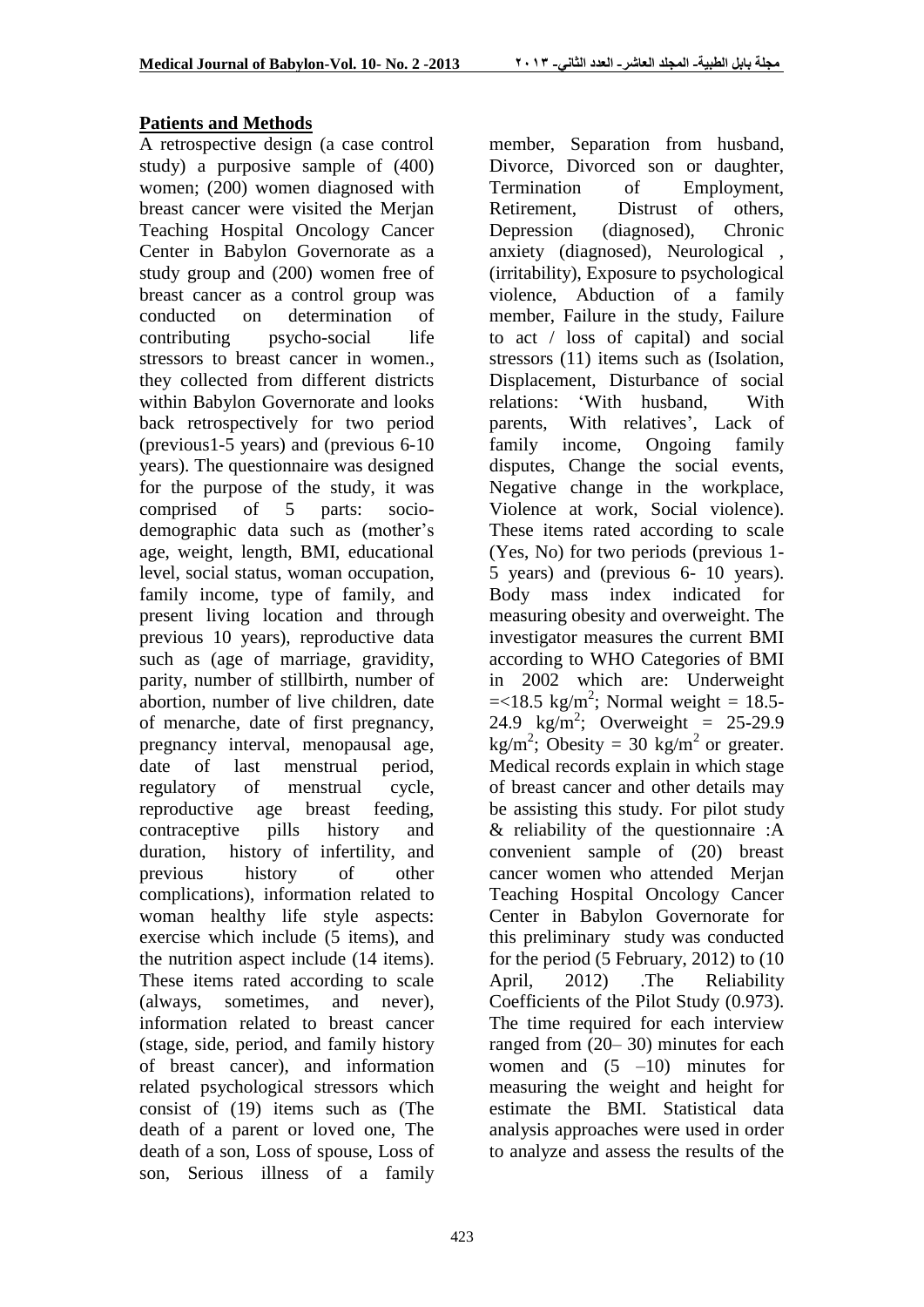## Patients and Methods

A retrospective design (a case control study) a purposive sample of (400) women; (200) women diagnosed with breast cancer were visited the Merjan Teaching Hospital Oncology Cancer Center in Babylon Governorate as a study group and (200) women free of breast cancer as a control group was conducted on determination of contributing psycho-social life stressors to breast cancer in women., they collected from different districts within Babylon Governorate and looks back retrospectively for two period (previous1-5 years) and (previous 6-10 years). The questionnaire was designed for the purpose of the study, it was comprised of 5 parts: socio-demographic data such as (mother's age, weight, length, BMI, educational level, social status, woman occupation, family income, type of family, and present living location and through previous 10 years), reproductive data such as (age of marriage, gravidity, parity, number of stillbirth, number of abortion, number of live children, date of menarche, date of first pregnancy, pregnancy interval, menopausal age, date of last menstrual period, regulatory of menstrual cycle, reproductive age breast feeding, contraceptive pills history and duration, history of infertility, and previous history of other complications), information related to woman healthy life style aspects: exercise which include (5 items), and the nutrition aspect include (14 items). These items rated according to scale (always, sometimes, and never), information related to breast cancer (stage, side, period, and family history of breast cancer), and information related psychological stressors which consist of (19) items such as (The death of a parent or loved one, The death of a son, Loss of spouse, Loss of son, Serious illness of a family member, Separation from husband, Divorce, Divorced son or daughter, Termination of Employment, Retirement, Distrust of others, Depression (diagnosed), Chronic anxiety (diagnosed), Neurological , (irritability), Exposure to psychological violence, Abduction of a family member, Failure in the study, Failure to act / loss of capital) and social stressors (11) items such as (Isolation, Displacement, Disturbance of social relations: 'With husband, With parents, With relatives', Lack of family income, Ongoing family disputes, Change the social events, Negative change in the workplace, Violence at work, Social violence). These items rated according to scale (Yes, No) for two periods (previous 1-5 years) and (previous 6- 10 years). Body mass index indicated for measuring obesity and overweight. The investigator measures the current BMI according to WHO Categories of BMI in 2002 which are: Underweight $=<18.5$ kg/m$^2$; Normal weight = 18.5-24.9 kg/m$^2$; Overweight = 25-29.9 kg/m$^2$; Obesity = 30 kg/m$^2$ or greater. Medical records explain in which stage of breast cancer and other details may be assisting this study. For pilot study & reliability of the questionnaire :A convenient sample of (20) breast cancer women who attended Merjan Teaching Hospital Oncology Cancer Center in Babylon Governorate for this preliminary study was conducted for the period (5 February, 2012) to (10 April, 2012) .The Reliability Coefficients of the Pilot Study (0.973). The time required for each interview ranged from (20– 30) minutes for each women and (5 –10) minutes for measuring the weight and height for estimate the BMI. Statistical data analysis approaches were used in order to analyze and assess the results of the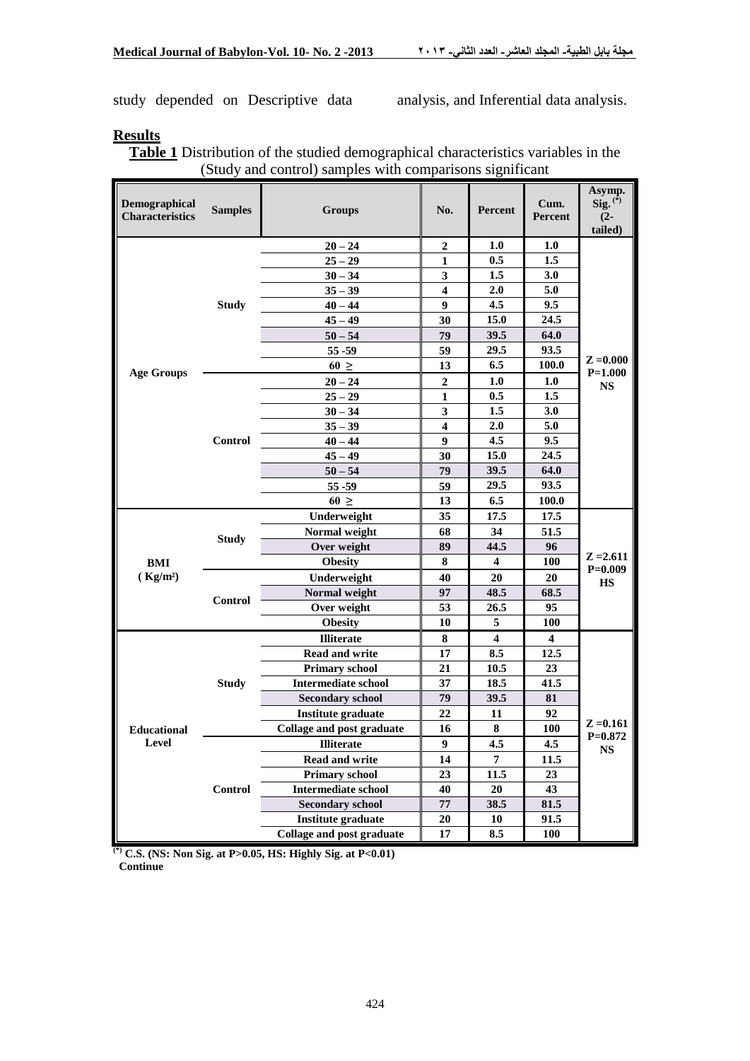study depended on Descriptive data analysis, and Inferential data analysis.

## Results

**Table 1** Distribution of the studied demographical characteristics variables in the (Study and control) samples with comparisons significant

| Demographical Characteristics | Samples | Groups | No. | Percent | Cum. Percent | Asymp. Sig. (*) (2-tailed) |
|---|---|---|---|---|---|---|
| Age Groups | Study | 20 – 24 | 2 | 1.0 | 1.0 | Z =0.000 P=1.000 NS |
| | | 25 – 29 | 1 | 0.5 | 1.5 | |
| | | 30 – 34 | 3 | 1.5 | 3.0 | |
| | | 35 – 39 | 4 | 2.0 | 5.0 | |
| | | 40 – 44 | 9 | 4.5 | 9.5 | |
| | | 45 – 49 | 30 | 15.0 | 24.5 | |
| | | 50 – 54 | 79 | 39.5 | 64.0 | |
| | | 55 -59 | 59 | 29.5 | 93.5 | |
| | | 60 ≥ | 13 | 6.5 | 100.0 | |
| | Control | 20 – 24 | 2 | 1.0 | 1.0 | |
| | | 25 – 29 | 1 | 0.5 | 1.5 | |
| | | 30 – 34 | 3 | 1.5 | 3.0 | |
| | | 35 – 39 | 4 | 2.0 | 5.0 | |
| | | 40 – 44 | 9 | 4.5 | 9.5 | |
| | | 45 – 49 | 30 | 15.0 | 24.5 | |
| | | 50 – 54 | 79 | 39.5 | 64.0 | |
| | | 55 -59 | 59 | 29.5 | 93.5 | |
| | | 60 ≥ | 13 | 6.5 | 100.0 | |
| BMI ( Kg/m²) | Study | Underweight | 35 | 17.5 | 17.5 | Z =2.611 P=0.009 HS |
| | | Normal weight | 68 | 34 | 51.5 | |
| | | Over weight | 89 | 44.5 | 96 | |
| | | Obesity | 8 | 4 | 100 | |
| | Control | Underweight | 40 | 20 | 20 | |
| | | Normal weight | 97 | 48.5 | 68.5 | |
| | | Over weight | 53 | 26.5 | 95 | |
| | | Obesity | 10 | 5 | 100 | |
| Educational Level | Study | Illiterate | 8 | 4 | 4 | Z =0.161 P=0.872 NS |
| | | Read and write | 17 | 8.5 | 12.5 | |
| | | Primary school | 21 | 10.5 | 23 | |
| | | Intermediate school | 37 | 18.5 | 41.5 | |
| | | Secondary school | 79 | 39.5 | 81 | |
| | | Institute graduate | 22 | 11 | 92 | |
| | | Collage and post graduate | 16 | 8 | 100 | |
| | Control | Illiterate | 9 | 4.5 | 4.5 | |
| | | Read and write | 14 | 7 | 11.5 | |
| | | Primary school | 23 | 11.5 | 23 | |
| | | Intermediate school | 40 | 20 | 43 | |
| | | Secondary school | 77 | 38.5 | 81.5 | |
| | | Institute graduate | 20 | 10 | 91.5 | |
| | | Collage and post graduate | 17 | 8.5 | 100 | |

(*) C.S. (NS: Non Sig. at P>0.05, HS: Highly Sig. at P<0.01)

Continue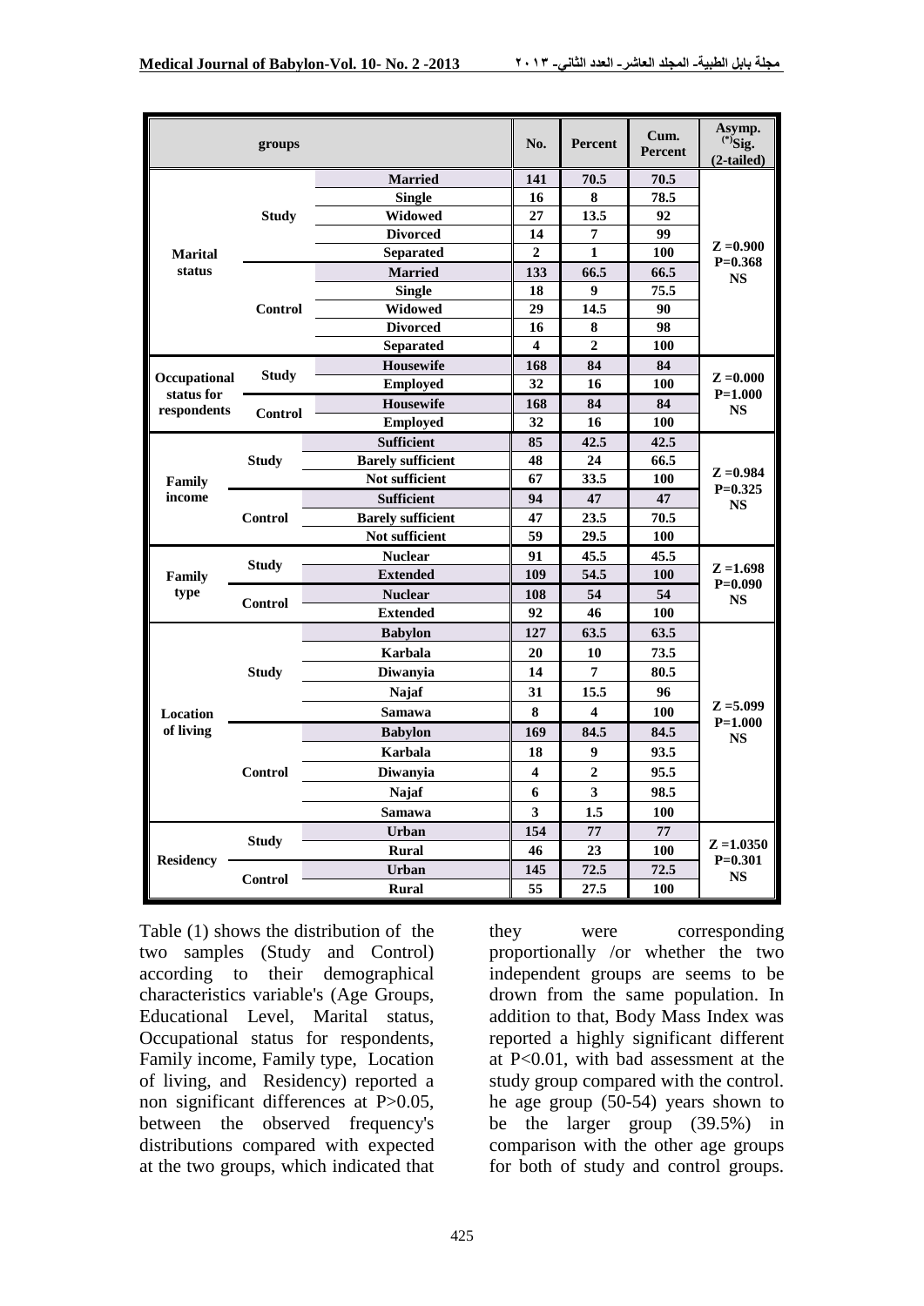| groups | | | No. | Percent | Cum. Percent | Asymp. (*)Sig. (2-tailed) |
|---|---|---|---|---|---|---|
| Marital status | Study | Married | 141 | 70.5 | 70.5 | Z =0.900 P=0.368 NS |
| | | Single | 16 | 8 | 78.5 | |
| | | Widowed | 27 | 13.5 | 92 | |
| | | Divorced | 14 | 7 | 99 | |
| | | Separated | 2 | 1 | 100 | |
| | Control | Married | 133 | 66.5 | 66.5 | |
| | | Single | 18 | 9 | 75.5 | |
| | | Widowed | 29 | 14.5 | 90 | |
| | | Divorced | 16 | 8 | 98 | |
| | | Separated | 4 | 2 | 100 | |
| Occupational status for respondents | Study | Housewife | 168 | 84 | 84 | Z =0.000 P=1.000 NS |
| | | Employed | 32 | 16 | 100 | |
| | Control | Housewife | 168 | 84 | 84 | |
| | | Employed | 32 | 16 | 100 | |
| Family income | Study | Sufficient | 85 | 42.5 | 42.5 | Z =0.984 P=0.325 NS |
| | | Barely sufficient | 48 | 24 | 66.5 | |
| | | Not sufficient | 67 | 33.5 | 100 | |
| | Control | Sufficient | 94 | 47 | 47 | |
| | | Barely sufficient | 47 | 23.5 | 70.5 | |
| | | Not sufficient | 59 | 29.5 | 100 | |
| Family type | Study | Nuclear | 91 | 45.5 | 45.5 | Z =1.698 P=0.090 NS |
| | | Extended | 109 | 54.5 | 100 | |
| | Control | Nuclear | 108 | 54 | 54 | |
| | | Extended | 92 | 46 | 100 | |
| Location of living | Study | Babylon | 127 | 63.5 | 63.5 | Z =5.099 P=1.000 NS |
| | | Karbala | 20 | 10 | 73.5 | |
| | | Diwanyia | 14 | 7 | 80.5 | |
| | | Najaf | 31 | 15.5 | 96 | |
| | | Samawa | 8 | 4 | 100 | |
| | Control | Babylon | 169 | 84.5 | 84.5 | |
| | | Karbala | 18 | 9 | 93.5 | |
| | | Diwanyia | 4 | 2 | 95.5 | |
| | | Najaf | 6 | 3 | 98.5 | |
| | | Samawa | 3 | 1.5 | 100 | |
| Residency | Study | Urban | 154 | 77 | 77 | Z =1.0350 P=0.301 NS |
| | | Rural | 46 | 23 | 100 | |
| | Control | Urban | 145 | 72.5 | 72.5 | |
| | | Rural | 55 | 27.5 | 100 | |

Table (1) shows the distribution of the two samples (Study and Control) according to their demographical characteristics variable's (Age Groups, Educational Level, Marital status, Occupational status for respondents, Family income, Family type, Location of living, and Residency) reported a non significant differences at P>0.05, between the observed frequency's distributions compared with expected at the two groups, which indicated that they were corresponding proportionally /or whether the two independent groups are seems to be drown from the same population. In addition to that, Body Mass Index was reported a highly significant different at P<0.01, with bad assessment at the study group compared with the control. he age group (50-54) years shown to be the larger group (39.5%) in comparison with the other age groups for both of study and control groups.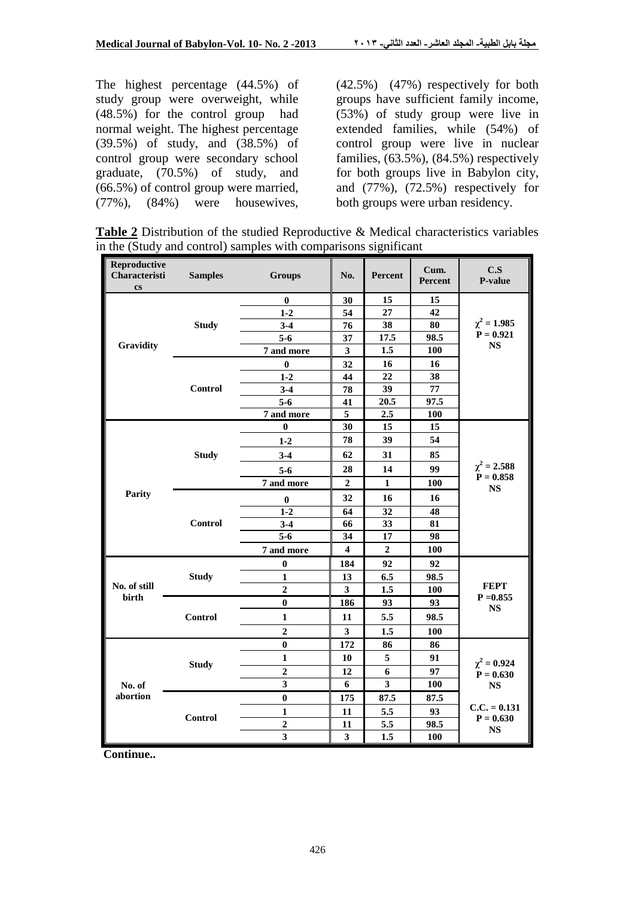The highest percentage (44.5%) of study group were overweight, while (48.5%) for the control group had normal weight. The highest percentage (39.5%) of study, and (38.5%) of control group were secondary school graduate, (70.5%) of study, and (66.5%) of control group were married, (77%), (84%) were housewives, (42.5%) (47%) respectively for both groups have sufficient family income, (53%) of study group were live in extended families, while (54%) of control group were live in nuclear families, (63.5%), (84.5%) respectively for both groups live in Babylon city, and (77%), (72.5%) respectively for both groups were urban residency.

**Table 2** Distribution of the studied Reproductive & Medical characteristics variables in the (Study and control) samples with comparisons significant

| Reproductive Characteristics | Samples | Groups | No. | Percent | Cum. Percent | C.S P-value |
|---|---|---|---|---|---|---|
| Gravidity | Study | 0 | 30 | 15 | 15 | $\chi^2 = 1.985$ P = 0.921 NS |
| | | 1-2 | 54 | 27 | 42 | |
| | | 3-4 | 76 | 38 | 80 | |
| | | 5-6 | 37 | 17.5 | 98.5 | |
| | | 7 and more | 3 | 1.5 | 100 | |
| | Control | 0 | 32 | 16 | 16 | |
| | | 1-2 | 44 | 22 | 38 | |
| | | 3-4 | 78 | 39 | 77 | |
| | | 5-6 | 41 | 20.5 | 97.5 | |
| | | 7 and more | 5 | 2.5 | 100 | |
| Parity | Study | 0 | 30 | 15 | 15 | $\chi^2 = 2.588$ P = 0.858 NS |
| | | 1-2 | 78 | 39 | 54 | |
| | | 3-4 | 62 | 31 | 85 | |
| | | 5-6 | 28 | 14 | 99 | |
| | | 7 and more | 2 | 1 | 100 | |
| | Control | 0 | 32 | 16 | 16 | |
| | | 1-2 | 64 | 32 | 48 | |
| | | 3-4 | 66 | 33 | 81 | |
| | | 5-6 | 34 | 17 | 98 | |
| | | 7 and more | 4 | 2 | 100 | |
| No. of still birth | Study | 0 | 184 | 92 | 92 | FEPT P =0.855 NS |
| | | 1 | 13 | 6.5 | 98.5 | |
| | | 2 | 3 | 1.5 | 100 | |
| | Control | 0 | 186 | 93 | 93 | |
| | | 1 | 11 | 5.5 | 98.5 | |
| | | 2 | 3 | 1.5 | 100 | |
| No. of abortion | Study | 0 | 172 | 86 | 86 | $\chi^2 = 0.924$ P = 0.630 NS |
| | | 1 | 10 | 5 | 91 | |
| | | 2 | 12 | 6 | 97 | |
| | | 3 | 6 | 3 | 100 | |
| | Control | 0 | 175 | 87.5 | 87.5 | C.C. = 0.131 P = 0.630 NS |
| | | 1 | 11 | 5.5 | 93 | |
| | | 2 | 11 | 5.5 | 98.5 | |
| | | 3 | 3 | 1.5 | 100 | |

**Continue..**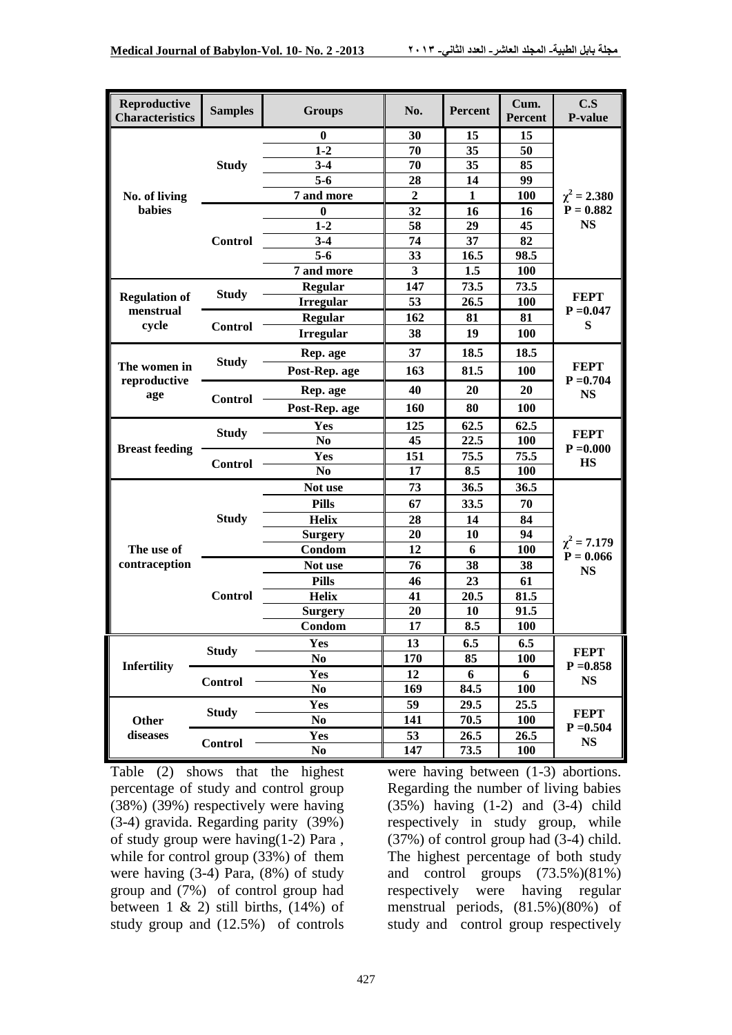| Reproductive Characteristics | Samples | Groups | No. | Percent | Cum. Percent | C.S P-value |
|---|---|---|---|---|---|---|
| No. of living babies | Study | 0 | 30 | 15 | 15 | $\chi^2 = 2.380$ P = 0.882 NS |
| | | 1-2 | 70 | 35 | 50 | |
| | | 3-4 | 70 | 35 | 85 | |
| | | 5-6 | 28 | 14 | 99 | |
| | | 7 and more | 2 | 1 | 100 | |
| | Control | 0 | 32 | 16 | 16 | |
| | | 1-2 | 58 | 29 | 45 | |
| | | 3-4 | 74 | 37 | 82 | |
| | | 5-6 | 33 | 16.5 | 98.5 | |
| | | 7 and more | 3 | 1.5 | 100 | |
| Regulation of menstrual cycle | Study | Regular | 147 | 73.5 | 73.5 | FEPT P =0.047 S |
| | | Irregular | 53 | 26.5 | 100 | |
| | Control | Regular | 162 | 81 | 81 | |
| | | Irregular | 38 | 19 | 100 | |
| The women in reproductive age | Study | Rep. age | 37 | 18.5 | 18.5 | FEPT P =0.704 NS |
| | | Post-Rep. age | 163 | 81.5 | 100 | |
| | Control | Rep. age | 40 | 20 | 20 | |
| | | Post-Rep. age | 160 | 80 | 100 | |
| Breast feeding | Study | Yes | 125 | 62.5 | 62.5 | FEPT P =0.000 HS |
| | | No | 45 | 22.5 | 100 | |
| | Control | Yes | 151 | 75.5 | 75.5 | |
| | | No | 17 | 8.5 | 100 | |
| The use of contraception | Study | Not use | 73 | 36.5 | 36.5 | $\chi^2 = 7.179$ P = 0.066 NS |
| | | Pills | 67 | 33.5 | 70 | |
| | | Helix | 28 | 14 | 84 | |
| | | Surgery | 20 | 10 | 94 | |
| | | Condom | 12 | 6 | 100 | |
| | Control | Not use | 76 | 38 | 38 | |
| | | Pills | 46 | 23 | 61 | |
| | | Helix | 41 | 20.5 | 81.5 | |
| | | Surgery | 20 | 10 | 91.5 | |
| | | Condom | 17 | 8.5 | 100 | |
| Infertility | Study | Yes | 13 | 6.5 | 6.5 | FEPT P =0.858 NS |
| | | No | 170 | 85 | 100 | |
| | Control | Yes | 12 | 6 | 6 | |
| | | No | 169 | 84.5 | 100 | |
| Other diseases | Study | Yes | 59 | 29.5 | 25.5 | FEPT P =0.504 NS |
| | | No | 141 | 70.5 | 100 | |
| | Control | Yes | 53 | 26.5 | 26.5 | |
| | | No | 147 | 73.5 | 100 | |

Table (2) shows that the highest percentage of study and control group (38%) (39%) respectively were having (3-4) gravida. Regarding parity (39%) of study group were having(1-2) Para , while for control group (33%) of them were having (3-4) Para, (8%) of study group and (7%) of control group had between 1 & 2) still births, (14%) of study group and (12.5%) of controls were having between (1-3) abortions. Regarding the number of living babies (35%) having (1-2) and (3-4) child respectively in study group, while (37%) of control group had (3-4) child. The highest percentage of both study and control groups (73.5%)(81%) respectively were having regular menstrual periods, (81.5%)(80%) of study and control group respectively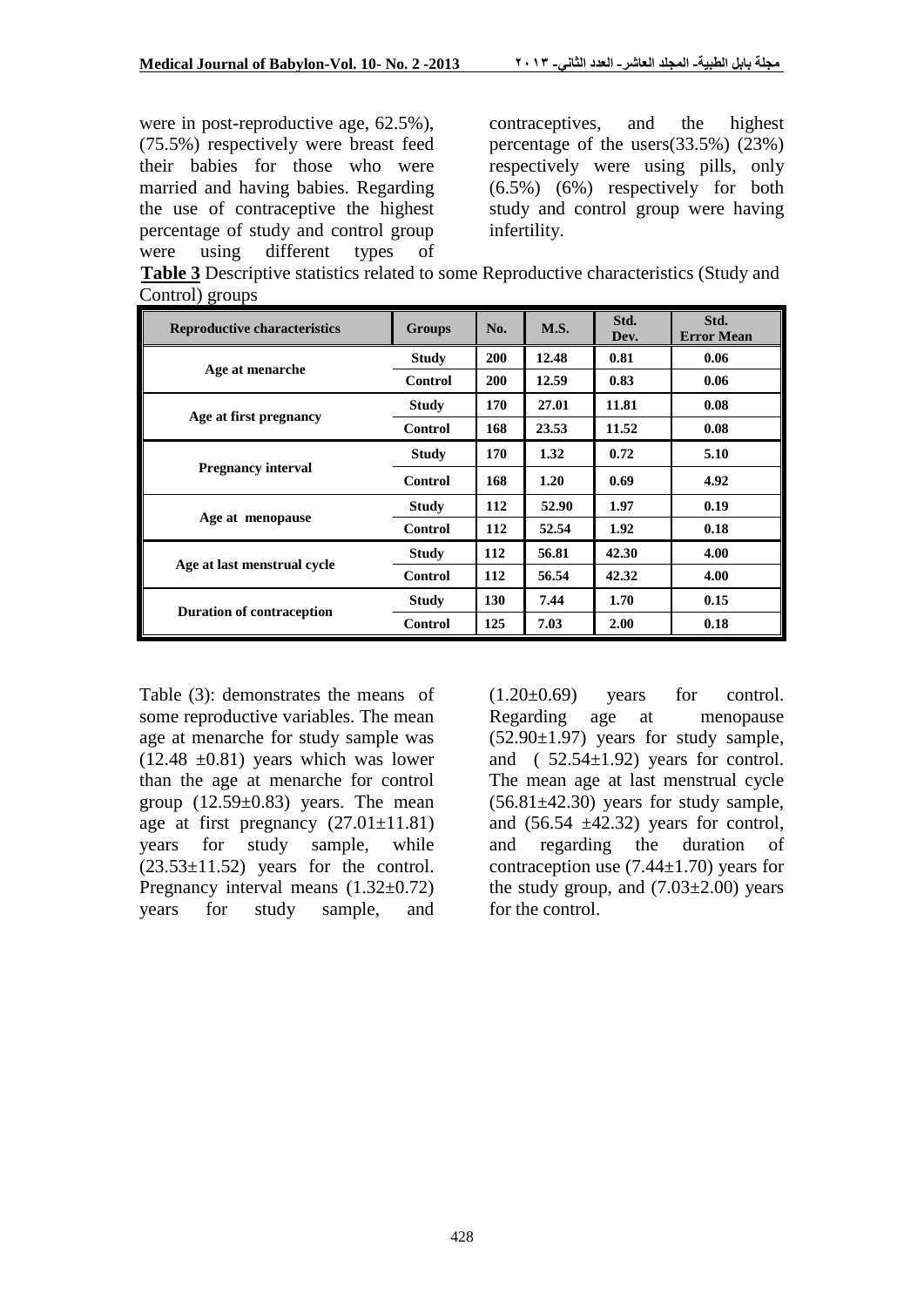were in post-reproductive age, 62.5%), (75.5%) respectively were breast feed their babies for those who were married and having babies. Regarding the use of contraceptive the highest percentage of study and control group were using different types of contraceptives, and the highest percentage of the users(33.5%) (23%) respectively were using pills, only (6.5%) (6%) respectively for both study and control group were having infertility.

**Table 3** Descriptive statistics related to some Reproductive characteristics (Study and Control) groups

| Reproductive characteristics | Groups | No. | M.S. | Std. Dev. | Std. Error Mean |
|---|---|---|---|---|---|
| Age at menarche | Study | 200 | 12.48 | 0.81 | 0.06 |
| | Control | 200 | 12.59 | 0.83 | 0.06 |
| Age at first pregnancy | Study | 170 | 27.01 | 11.81 | 0.08 |
| | Control | 168 | 23.53 | 11.52 | 0.08 |
| Pregnancy interval | Study | 170 | 1.32 | 0.72 | 5.10 |
| | Control | 168 | 1.20 | 0.69 | 4.92 |
| Age at menopause | Study | 112 | 52.90 | 1.97 | 0.19 |
| | Control | 112 | 52.54 | 1.92 | 0.18 |
| Age at last menstrual cycle | Study | 112 | 56.81 | 42.30 | 4.00 |
| | Control | 112 | 56.54 | 42.32 | 4.00 |
| Duration of contraception | Study | 130 | 7.44 | 1.70 | 0.15 |
| | Control | 125 | 7.03 | 2.00 | 0.18 |

Table (3): demonstrates the means of some reproductive variables. The mean age at menarche for study sample was (12.48 ±0.81) years which was lower than the age at menarche for control group (12.59±0.83) years. The mean age at first pregnancy (27.01±11.81) years for study sample, while (23.53±11.52) years for the control. Pregnancy interval means (1.32±0.72) years for study sample, and (1.20±0.69) years for control. Regarding age at menopause (52.90±1.97) years for study sample, and ( 52.54±1.92) years for control. The mean age at last menstrual cycle (56.81±42.30) years for study sample, and (56.54 ±42.32) years for control, and regarding the duration of contraception use (7.44±1.70) years for the study group, and (7.03±2.00) years for the control.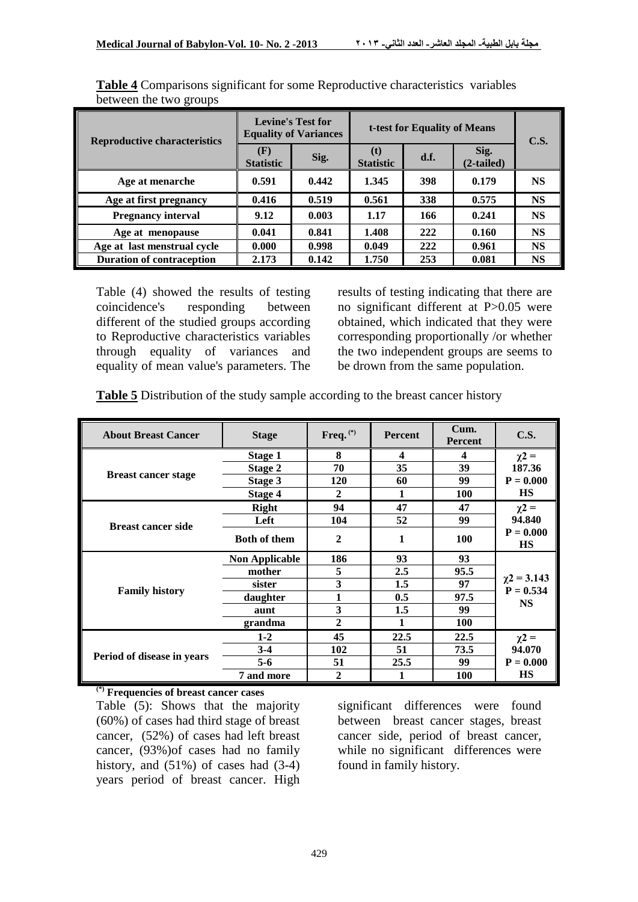**Table 4** Comparisons significant for some Reproductive characteristics variables between the two groups

| Reproductive characteristics | Levine's Test for Equality of Variances | | t-test for Equality of Means | | | C.S. |
|---|---|---|---|---|---|---|
| | (F) Statistic | Sig. | (t) Statistic | d.f. | Sig. (2-tailed) | |
| Age at menarche | 0.591 | 0.442 | 1.345 | 398 | 0.179 | NS |
| Age at first pregnancy | 0.416 | 0.519 | 0.561 | 338 | 0.575 | NS |
| Pregnancy interval | 9.12 | 0.003 | 1.17 | 166 | 0.241 | NS |
| Age at menopause | 0.041 | 0.841 | 1.408 | 222 | 0.160 | NS |
| Age at last menstrual cycle | 0.000 | 0.998 | 0.049 | 222 | 0.961 | NS |
| Duration of contraception | 2.173 | 0.142 | 1.750 | 253 | 0.081 | NS |

Table (4) showed the results of testing coincidence's responding between different of the studied groups according to Reproductive characteristics variables through equality of variances and equality of mean value's parameters. The results of testing indicating that there are no significant different at P>0.05 were obtained, which indicated that they were corresponding proportionally /or whether the two independent groups are seems to be drown from the same population.

**Table 5** Distribution of the study sample according to the breast cancer history

| About Breast Cancer | Stage | Freq. (*) | Percent | Cum. Percent | C.S. |
|---|---|---|---|---|---|
| Breast cancer stage | Stage 1 | 8 | 4 | 4 | $\chi2$ = 187.36 P = 0.000 HS |
| | Stage 2 | 70 | 35 | 39 | |
| | Stage 3 | 120 | 60 | 99 | |
| | Stage 4 | 2 | 1 | 100 | |
| Breast cancer side | Right | 94 | 47 | 47 | $\chi2$ = 94.840 P = 0.000 HS |
| | Left | 104 | 52 | 99 | |
| | Both of them | 2 | 1 | 100 | |
| Family history | Non Applicable | 186 | 93 | 93 | $\chi2$ = 3.143 P = 0.534 NS |
| | mother | 5 | 2.5 | 95.5 | |
| | sister | 3 | 1.5 | 97 | |
| | daughter | 1 | 0.5 | 97.5 | |
| | aunt | 3 | 1.5 | 99 | |
| | grandma | 2 | 1 | 100 | |
| Period of disease in years | 1-2 | 45 | 22.5 | 22.5 | $\chi2$ = 94.070 P = 0.000 HS |
| | 3-4 | 102 | 51 | 73.5 | |
| | 5-6 | 51 | 25.5 | 99 | |
| | 7 and more | 2 | 1 | 100 | |

(*) Frequencies of breast cancer cases

Table (5): Shows that the majority (60%) of cases had third stage of breast cancer, (52%) of cases had left breast cancer, (93%)of cases had no family history, and (51%) of cases had (3-4) years period of breast cancer. High significant differences were found between breast cancer stages, breast cancer side, period of breast cancer, while no significant differences were found in family history.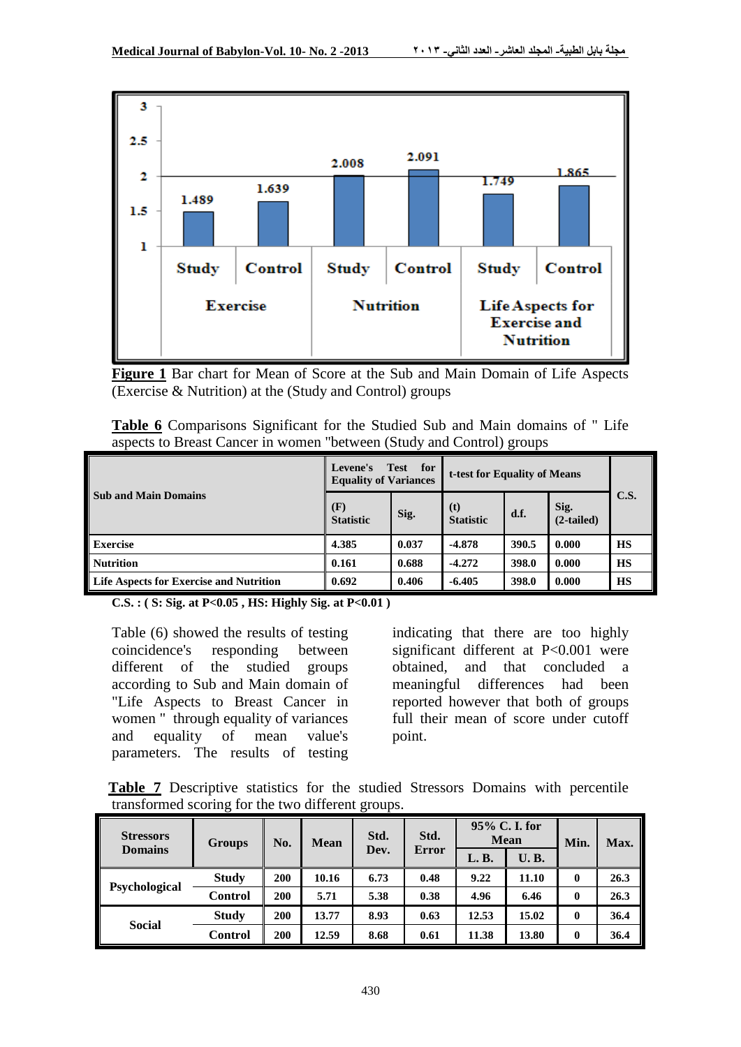**Figure 1** Bar chart for Mean of Score at the Sub and Main Domain of Life Aspects (Exercise & Nutrition) at the (Study and Control) groups

**Table 6** Comparisons Significant for the Studied Sub and Main domains of " Life aspects to Breast Cancer in women "between (Study and Control) groups

| Sub and Main Domains | Levene's Test for Equality of Variances | | t-test for Equality of Means | | | C.S. |
|---|---|---|---|---|---|---|
| | (F) Statistic | Sig. | (t) Statistic | d.f. | Sig. (2-tailed) | |
| Exercise | 4.385 | 0.037 | -4.878 | 390.5 | 0.000 | HS |
| Nutrition | 0.161 | 0.688 | -4.272 | 398.0 | 0.000 | HS |
| Life Aspects for Exercise and Nutrition | 0.692 | 0.406 | -6.405 | 398.0 | 0.000 | HS |

**C.S. : ( S: Sig. at P<0.05 , HS: Highly Sig. at P<0.01 )**

Table (6) showed the results of testing coincidence's responding between different of the studied groups according to Sub and Main domain of "Life Aspects to Breast Cancer in women " through equality of variances and equality of mean value's parameters. The results of testing indicating that there are too highly significant different at P<0.001 were obtained, and that concluded a meaningful differences had been reported however that both of groups full their mean of score under cutoff point.

**Table 7** Descriptive statistics for the studied Stressors Domains with percentile transformed scoring for the two different groups.

| Stressors Domains | Groups | No. | Mean | Std. Dev. | Std. Error | 95% C. I. for Mean | | Min. | Max. |
|---|---|---|---|---|---|---|---|---|---|
| | | | | | | L. B. | U. B. | | |
| Psychological | Study | 200 | 10.16 | 6.73 | 0.48 | 9.22 | 11.10 | 0 | 26.3 |
| | Control | 200 | 5.71 | 5.38 | 0.38 | 4.96 | 6.46 | 0 | 26.3 |
| Social | Study | 200 | 13.77 | 8.93 | 0.63 | 12.53 | 15.02 | 0 | 36.4 |
| | Control | 200 | 12.59 | 8.68 | 0.61 | 11.38 | 13.80 | 0 | 36.4 |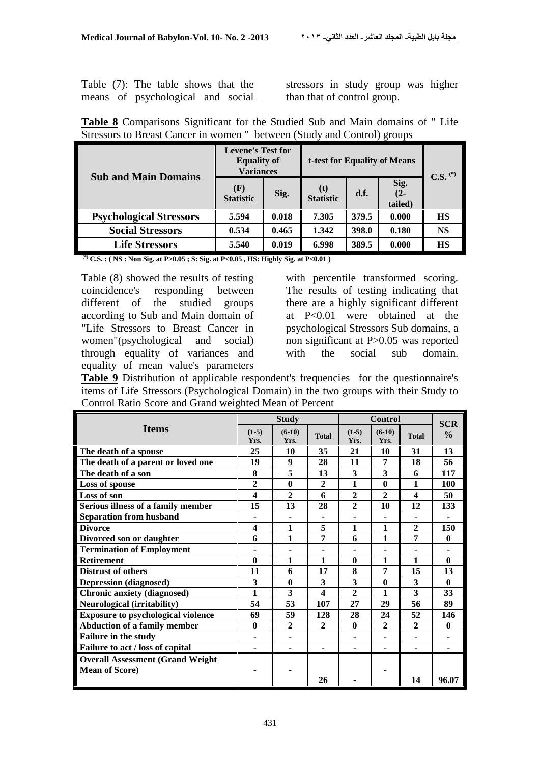Table (7): The table shows that the means of psychological and social stressors in study group was higher than that of control group.

**Table 8** Comparisons Significant for the Studied Sub and Main domains of " Life Stressors to Breast Cancer in women " between (Study and Control) groups

| Sub and Main Domains | Levene's Test for Equality of Variances | | t-test for Equality of Means | | | C.S. (*) |
|---|---|---|---|---|---|---|
| | (F) Statistic | Sig. | (t) Statistic | d.f. | Sig. (2-tailed) | |
| **Psychological Stressors** | 5.594 | 0.018 | 7.305 | 379.5 | 0.000 | HS |
| **Social Stressors** | 0.534 | 0.465 | 1.342 | 398.0 | 0.180 | NS |
| **Life Stressors** | 5.540 | 0.019 | 6.998 | 389.5 | 0.000 | HS |

(*) C.S. : ( NS : Non Sig. at P>0.05 ; S: Sig. at P<0.05 , HS: Highly Sig. at P<0.01 )

Table (8) showed the results of testing coincidence's responding between different of the studied groups according to Sub and Main domain of "Life Stressors to Breast Cancer in women"(psychological and social) through equality of variances and equality of mean value's parameters with percentile transformed scoring. The results of testing indicating that there are a highly significant different at P<0.01 were obtained at the psychological Stressors Sub domains, a non significant at P>0.05 was reported with the social sub domain.

**Table 9** Distribution of applicable respondent's frequencies for the questionnaire's items of Life Stressors (Psychological Domain) in the two groups with their Study to Control Ratio Score and Grand weighted Mean of Percent

| Items | Study | | | Control | | | SCR |
|---|---|---|---|---|---|---|---|
| | (1-5) Yrs. | (6-10) Yrs. | Total | (1-5) Yrs. | (6-10) Yrs. | Total | % |
| The death of a spouse | 25 | 10 | 35 | 21 | 10 | 31 | 13 |
| The death of a parent or loved one | 19 | 9 | 28 | 11 | 7 | 18 | 56 |
| The death of a son | 8 | 5 | 13 | 3 | 3 | 6 | 117 |
| Loss of spouse | 2 | 0 | 2 | 1 | 0 | 1 | 100 |
| Loss of son | 4 | 2 | 6 | 2 | 2 | 4 | 50 |
| Serious illness of a family member | 15 | 13 | 28 | 2 | 10 | 12 | 133 |
| Separation from husband | - | - | - | - | - | - | - |
| Divorce | 4 | 1 | 5 | 1 | 1 | 2 | 150 |
| Divorced son or daughter | 6 | 1 | 7 | 6 | 1 | 7 | 0 |
| Termination of Employment | - | - | - | - | - | - | - |
| Retirement | 0 | 1 | 1 | 0 | 1 | 1 | 0 |
| Distrust of others | 11 | 6 | 17 | 8 | 7 | 15 | 13 |
| Depression (diagnosed) | 3 | 0 | 3 | 3 | 0 | 3 | 0 |
| Chronic anxiety (diagnosed) | 1 | 3 | 4 | 2 | 1 | 3 | 33 |
| Neurological (irritability) | 54 | 53 | 107 | 27 | 29 | 56 | 89 |
| Exposure to psychological violence | 69 | 59 | 128 | 28 | 24 | 52 | 146 |
| Abduction of a family member | 0 | 2 | 2 | 0 | 2 | 2 | 0 |
| Failure in the study | - | - | | - | - | - | - |
| Failure to act / loss of capital | - | - | - | - | - | - | - |
| Overall Assessment (Grand Weight Mean of Score) | - | - | 26 | - | - | 14 | 96.07 |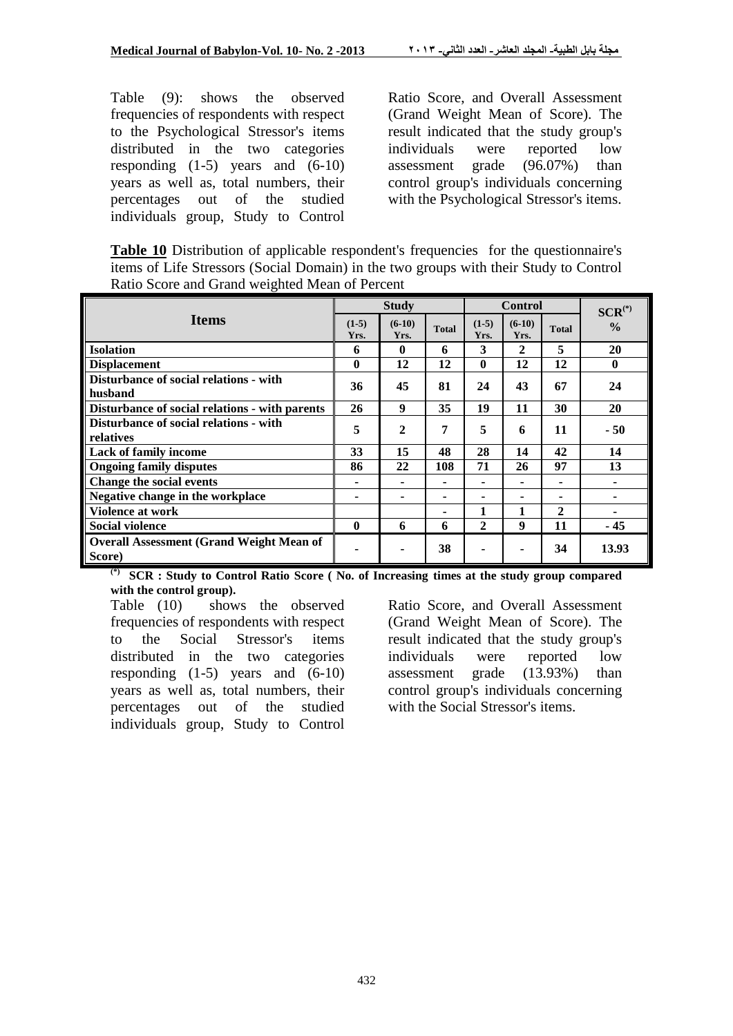Table (9): shows the observed frequencies of respondents with respect to the Psychological Stressor's items distributed in the two categories responding (1-5) years and (6-10) years as well as, total numbers, their percentages out of the studied individuals group, Study to Control Ratio Score, and Overall Assessment (Grand Weight Mean of Score). The result indicated that the study group's individuals were reported low assessment grade (96.07%) than control group's individuals concerning with the Psychological Stressor's items.

**Table 10** Distribution of applicable respondent's frequencies for the questionnaire's items of Life Stressors (Social Domain) in the two groups with their Study to Control Ratio Score and Grand weighted Mean of Percent

| Items | Study | | | Control | | | SCR(*) % |
|---|---|---|---|---|---|---|---|
| | (1-5) Yrs. | (6-10) Yrs. | Total | (1-5) Yrs. | (6-10) Yrs. | Total | |
| **Isolation** | 6 | 0 | 6 | 3 | 2 | 5 | 20 |
| **Displacement** | 0 | 12 | 12 | 0 | 12 | 12 | 0 |
| **Disturbance of social relations - with husband** | 36 | 45 | 81 | 24 | 43 | 67 | 24 |
| **Disturbance of social relations - with parents** | 26 | 9 | 35 | 19 | 11 | 30 | 20 |
| **Disturbance of social relations - with relatives** | 5 | 2 | 7 | 5 | 6 | 11 | - 50 |
| **Lack of family income** | 33 | 15 | 48 | 28 | 14 | 42 | 14 |
| **Ongoing family disputes** | 86 | 22 | 108 | 71 | 26 | 97 | 13 |
| **Change the social events** | - | - | - | - | - | - | - |
| **Negative change in the workplace** | - | - | - | - | - | - | - |
| **Violence at work** | | | - | 1 | 1 | 2 | - |
| **Social violence** | 0 | 6 | 6 | 2 | 9 | 11 | - 45 |
| **Overall Assessment (Grand Weight Mean of Score)** | - | - | 38 | - | - | 34 | 13.93 |

**(\*) SCR : Study to Control Ratio Score ( No. of Increasing times at the study group compared with the control group).**

Table (10) shows the observed frequencies of respondents with respect to the Social Stressor's items distributed in the two categories responding (1-5) years and (6-10) years as well as, total numbers, their percentages out of the studied individuals group, Study to Control Ratio Score, and Overall Assessment (Grand Weight Mean of Score). The result indicated that the study group's individuals were reported low assessment grade (13.93%) than control group's individuals concerning with the Social Stressor's items.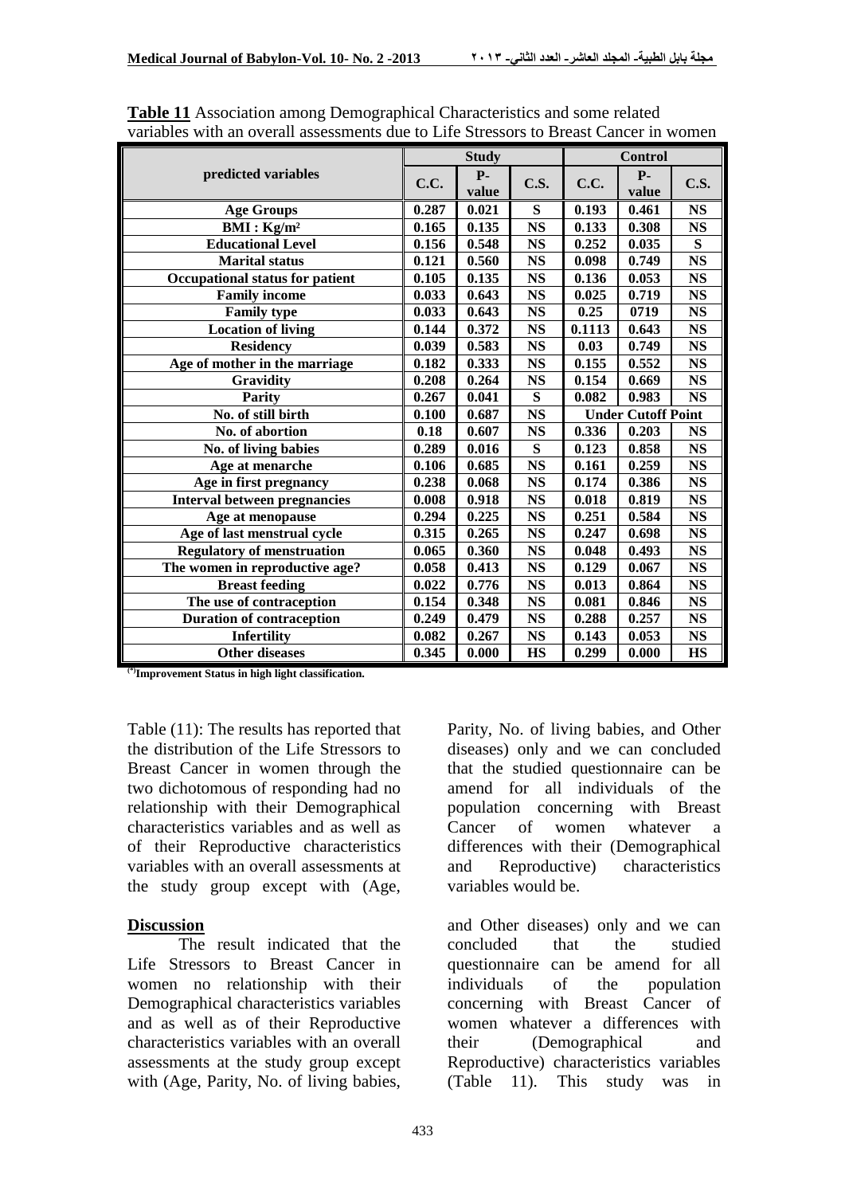**Table 11** Association among Demographical Characteristics and some related variables with an overall assessments due to Life Stressors to Breast Cancer in women

| predicted variables | Study | | | Control | | |
|---|---|---|---|---|---|---|
| | C.C. | P-value | C.S. | C.C. | P-value | C.S. |
| Age Groups | 0.287 | 0.021 | S | 0.193 | 0.461 | NS |
| BMI : Kg/m² | 0.165 | 0.135 | NS | 0.133 | 0.308 | NS |
| Educational Level | 0.156 | 0.548 | NS | 0.252 | 0.035 | S |
| Marital status | 0.121 | 0.560 | NS | 0.098 | 0.749 | NS |
| Occupational status for patient | 0.105 | 0.135 | NS | 0.136 | 0.053 | NS |
| Family income | 0.033 | 0.643 | NS | 0.025 | 0.719 | NS |
| Family type | 0.033 | 0.643 | NS | 0.25 | 0719 | NS |
| Location of living | 0.144 | 0.372 | NS | 0.1113 | 0.643 | NS |
| Residency | 0.039 | 0.583 | NS | 0.03 | 0.749 | NS |
| Age of mother in the marriage | 0.182 | 0.333 | NS | 0.155 | 0.552 | NS |
| Gravidity | 0.208 | 0.264 | NS | 0.154 | 0.669 | NS |
| Parity | 0.267 | 0.041 | S | 0.082 | 0.983 | NS |
| No. of still birth | 0.100 | 0.687 | NS | Under Cutoff Point | | |
| No. of abortion | 0.18 | 0.607 | NS | 0.336 | 0.203 | NS |
| No. of living babies | 0.289 | 0.016 | S | 0.123 | 0.858 | NS |
| Age at menarche | 0.106 | 0.685 | NS | 0.161 | 0.259 | NS |
| Age in first pregnancy | 0.238 | 0.068 | NS | 0.174 | 0.386 | NS |
| Interval between pregnancies | 0.008 | 0.918 | NS | 0.018 | 0.819 | NS |
| Age at menopause | 0.294 | 0.225 | NS | 0.251 | 0.584 | NS |
| Age of last menstrual cycle | 0.315 | 0.265 | NS | 0.247 | 0.698 | NS |
| Regulatory of menstruation | 0.065 | 0.360 | NS | 0.048 | 0.493 | NS |
| The women in reproductive age? | 0.058 | 0.413 | NS | 0.129 | 0.067 | NS |
| Breast feeding | 0.022 | 0.776 | NS | 0.013 | 0.864 | NS |
| The use of contraception | 0.154 | 0.348 | NS | 0.081 | 0.846 | NS |
| Duration of contraception | 0.249 | 0.479 | NS | 0.288 | 0.257 | NS |
| Infertility | 0.082 | 0.267 | NS | 0.143 | 0.053 | NS |
| Other diseases | 0.345 | 0.000 | HS | 0.299 | 0.000 | HS |

(*)Improvement Status in high light classification.

Table (11): The results has reported that the distribution of the Life Stressors to Breast Cancer in women through the two dichotomous of responding had no relationship with their Demographical characteristics variables and as well as of their Reproductive characteristics variables with an overall assessments at the study group except with (Age, Parity, No. of living babies, and Other diseases) only and we can concluded that the studied questionnaire can be amend for all individuals of the population concerning with Breast Cancer of women whatever a differences with their (Demographical and Reproductive) characteristics variables would be.

## Discussion

The result indicated that the Life Stressors to Breast Cancer in women no relationship with their Demographical characteristics variables and as well as of their Reproductive characteristics variables with an overall assessments at the study group except with (Age, Parity, No. of living babies, and Other diseases) only and we can concluded that the studied questionnaire can be amend for all individuals of the population concerning with Breast Cancer of women whatever a differences with their (Demographical and Reproductive) characteristics variables (Table 11). This study was in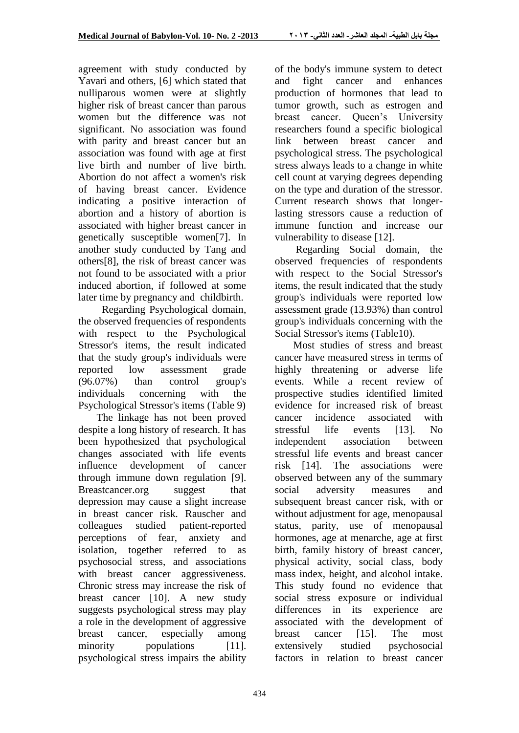agreement with study conducted by Yavari and others, [6] which stated that nulliparous women were at slightly higher risk of breast cancer than parous women but the difference was not significant. No association was found with parity and breast cancer but an association was found with age at first live birth and number of live birth. Abortion do not affect a women's risk of having breast cancer. Evidence indicating a positive interaction of abortion and a history of abortion is associated with higher breast cancer in genetically susceptible women[7]. In another study conducted by Tang and others[8], the risk of breast cancer was not found to be associated with a prior induced abortion, if followed at some later time by pregnancy and childbirth.

Regarding Psychological domain, the observed frequencies of respondents with respect to the Psychological Stressor's items, the result indicated that the study group's individuals were reported low assessment grade (96.07%) than control group's individuals concerning with the Psychological Stressor's items (Table 9)

The linkage has not been proved despite a long history of research. It has been hypothesized that psychological changes associated with life events influence development of cancer through immune down regulation [9]. Breastcancer.org suggest that depression may cause a slight increase in breast cancer risk. Rauscher and colleagues studied patient-reported perceptions of fear, anxiety and isolation, together referred to as psychosocial stress, and associations with breast cancer aggressiveness. Chronic stress may increase the risk of breast cancer [10]. A new study suggests psychological stress may play a role in the development of aggressive breast cancer, especially among minority populations [11]. psychological stress impairs the ability of the body's immune system to detect and fight cancer and enhances production of hormones that lead to tumor growth, such as estrogen and breast cancer. Queen's University researchers found a specific biological link between breast cancer and psychological stress. The psychological stress always leads to a change in white cell count at varying degrees depending on the type and duration of the stressor. Current research shows that longer-lasting stressors cause a reduction of immune function and increase our vulnerability to disease [12].

Regarding Social domain, the observed frequencies of respondents with respect to the Social Stressor's items, the result indicated that the study group's individuals were reported low assessment grade (13.93%) than control group's individuals concerning with the Social Stressor's items (Table10).

Most studies of stress and breast cancer have measured stress in terms of highly threatening or adverse life events. While a recent review of prospective studies identified limited evidence for increased risk of breast cancer incidence associated with stressful life events [13]. No independent association between stressful life events and breast cancer risk [14]. The associations were observed between any of the summary social adversity measures and subsequent breast cancer risk, with or without adjustment for age, menopausal status, parity, use of menopausal hormones, age at menarche, age at first birth, family history of breast cancer, physical activity, social class, body mass index, height, and alcohol intake. This study found no evidence that social stress exposure or individual differences in its experience are associated with the development of breast cancer [15]. The most extensively studied psychosocial factors in relation to breast cancer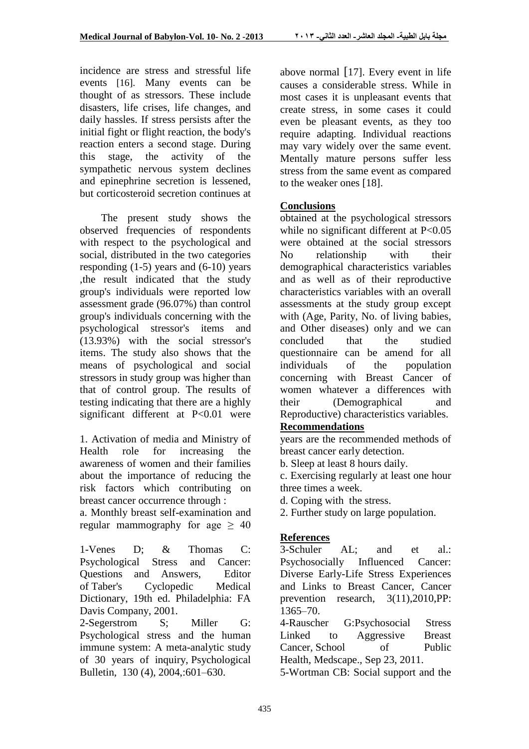incidence are stress and stressful life events [16]. Many events can be thought of as stressors. These include disasters, life crises, life changes, and daily hassles. If stress persists after the initial fight or flight reaction, the body's reaction enters a second stage. During this stage, the activity of the sympathetic nervous system declines and epinephrine secretion is lessened, but corticosteroid secretion continues at above normal [17]. Every event in life causes a considerable stress. While in most cases it is unpleasant events that create stress, in some cases it could even be pleasant events, as they too require adapting. Individual reactions may vary widely over the same event. Mentally mature persons suffer less stress from the same event as compared to the weaker ones [18].

## Conclusions

The present study shows the observed frequencies of respondents with respect to the psychological and social, distributed in the two categories responding (1-5) years and (6-10) years ,the result indicated that the study group's individuals were reported low assessment grade (96.07%) than control group's individuals concerning with the psychological stressor's items and (13.93%) with the social stressor's items. The study also shows that the means of psychological and social stressors in study group was higher than that of control group. The results of testing indicating that there are a highly significant different at P<0.01 were obtained at the psychological stressors while no significant different at P<0.05 were obtained at the social stressors No relationship with their demographical characteristics variables and as well as of their reproductive characteristics variables with an overall assessments at the study group except with (Age, Parity, No. of living babies, and Other diseases) only and we can concluded that the studied questionnaire can be amend for all individuals of the population concerning with Breast Cancer of women whatever a differences with their (Demographical and Reproductive) characteristics variables.

## Recommendations

1. Activation of media and Ministry of Health role for increasing the awareness of women and their families about the importance of reducing the risk factors which contributing on breast cancer occurrence through :

a. Monthly breast self-examination and regular mammography for age ≥ 40 years are the recommended methods of breast cancer early detection.

b. Sleep at least 8 hours daily.

c. Exercising regularly at least one hour three times a week.

d. Coping with the stress.

2. Further study on large population.

## References

1-Venes D; & Thomas C: Psychological Stress and Cancer: Questions and Answers, Editor of Taber's Cyclopedic Medical Dictionary, 19th ed. Philadelphia: FA Davis Company, 2001.

2-Segerstrom S; Miller G: Psychological stress and the human immune system: A meta-analytic study of 30 years of inquiry, Psychological Bulletin, 130 (4), 2004,:601–630.

3-Schuler AL; and et al.: Psychosocially Influenced Cancer: Diverse Early-Life Stress Experiences and Links to Breast Cancer, Cancer prevention research, 3(11),2010,PP: 1365–70.

4-Rauscher G:Psychosocial Stress Linked to Aggressive Breast Cancer, School of Public Health, Medscape., Sep 23, 2011.

5-Wortman CB: Social support and the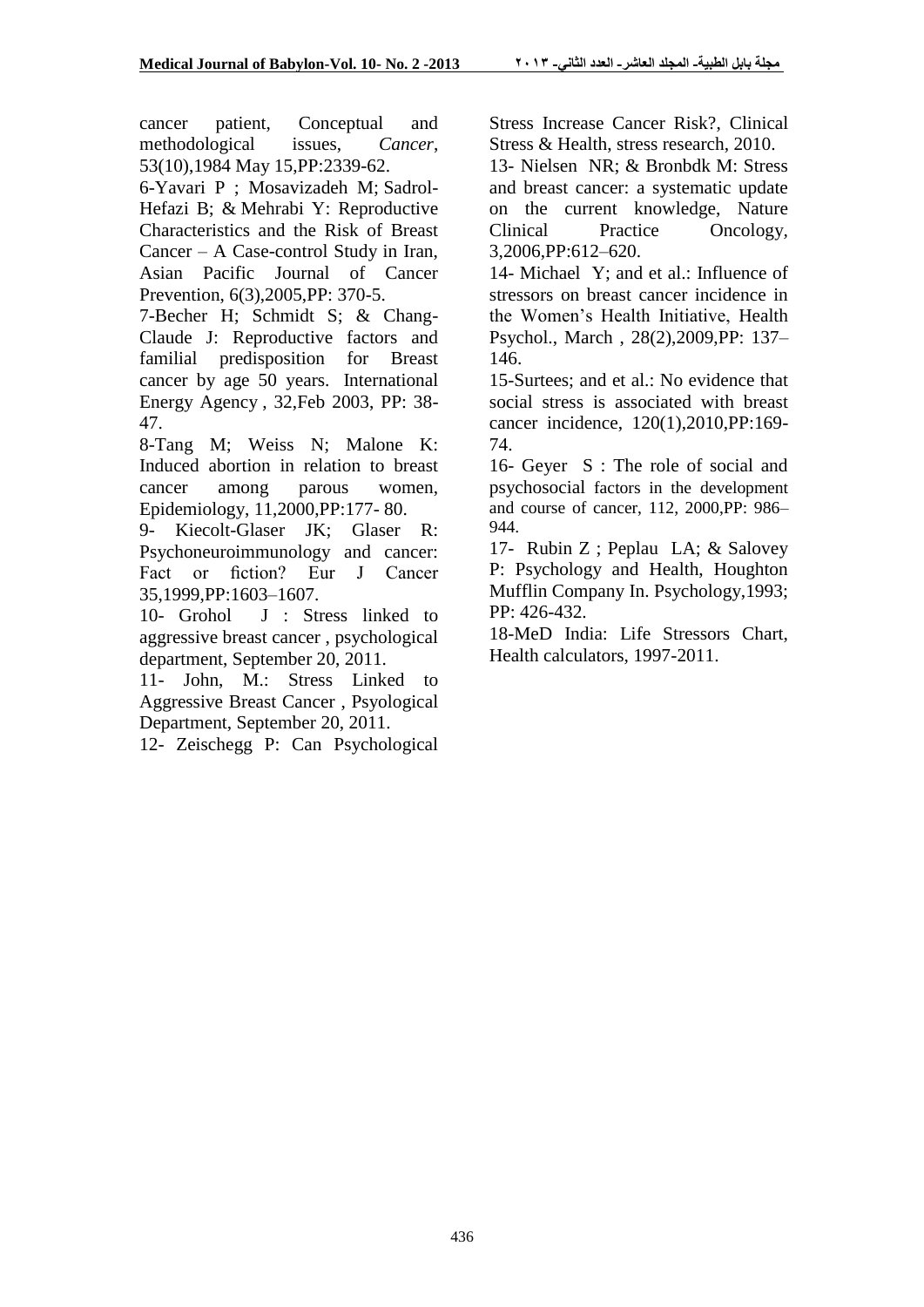cancer patient, Conceptual and methodological issues, *Cancer*, 53(10),1984 May 15,PP:2339-62.

6-Yavari P ; Mosavizadeh M; Sadrol-Hefazi B; & Mehrabi Y: Reproductive Characteristics and the Risk of Breast Cancer – A Case-control Study in Iran, Asian Pacific Journal of Cancer Prevention, 6(3),2005,PP: 370-5.

7-Becher H; Schmidt S; & Chang-Claude J: Reproductive factors and familial predisposition for Breast cancer by age 50 years. International Energy Agency , 32,Feb 2003, PP: 38-47.

8-Tang M; Weiss N; Malone K: Induced abortion in relation to breast cancer among parous women, Epidemiology, 11,2000,PP:177- 80.

9- Kiecolt-Glaser JK; Glaser R: Psychoneuroimmunology and cancer: Fact or fiction? Eur J Cancer 35,1999,PP:1603–1607.

10- Grohol J : Stress linked to aggressive breast cancer , psychological department, September 20, 2011.

11- John, M.: Stress Linked to Aggressive Breast Cancer , Psyological Department, September 20, 2011.

12- Zeischegg P: Can Psychological Stress Increase Cancer Risk?, Clinical Stress & Health, stress research, 2010.

13- Nielsen NR; & Bronbdk M: Stress and breast cancer: a systematic update on the current knowledge, Nature Clinical Practice Oncology, 3,2006,PP:612–620.

14- Michael Y; and et al.: Influence of stressors on breast cancer incidence in the Women's Health Initiative, Health Psychol., March , 28(2),2009,PP: 137–146.

15-Surtees; and et al.: No evidence that social stress is associated with breast cancer incidence, 120(1),2010,PP:169-74.

16- Geyer S : The role of social and psychosocial factors in the development and course of cancer, 112, 2000,PP: 986–944.

17- Rubin Z ; Peplau LA; & Salovey P: Psychology and Health, Houghton Mufflin Company In. Psychology,1993; PP: 426-432.

18-MeD India: Life Stressors Chart, Health calculators, 1997-2011.